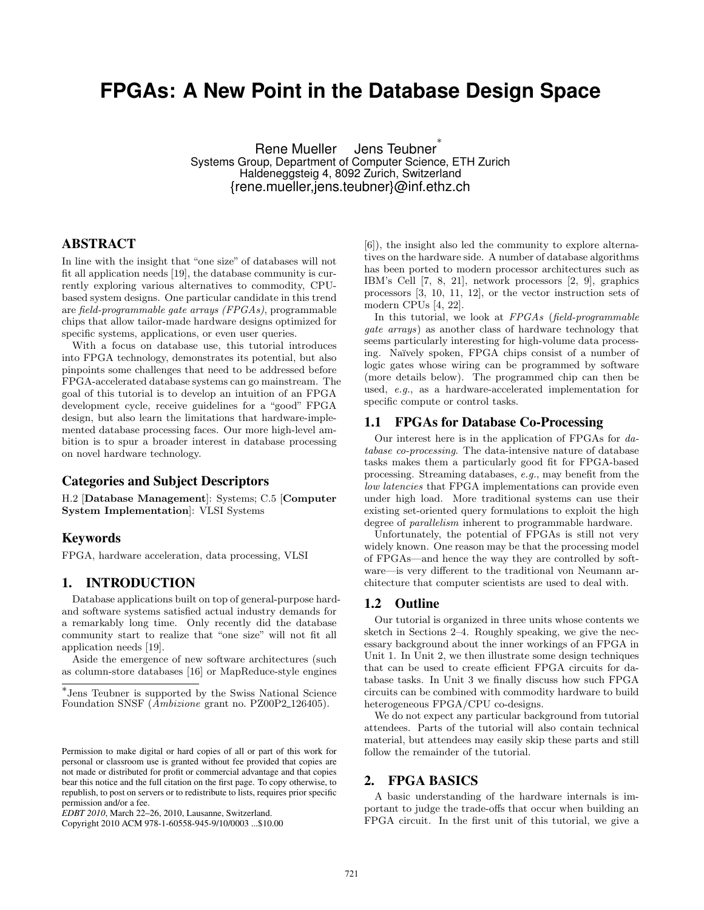# FPGAs: A New Point in the Database Design Space

Rene Mueller Jens Teubner[*]
Systems Group, Department of Computer Science, ETH Zurich
Haldeneggsteig 4, 8092 Zurich, Switzerland
{rene.mueller,jens.teubner}@inf.ethz.ch

## ABSTRACT

In line with the insight that "one size" of databases will not fit all application needs [19], the database community is currently exploring various alternatives to commodity, CPU-based system designs. One particular candidate in this trend are *field-programmable gate arrays (FPGAs)*, programmable chips that allow tailor-made hardware designs optimized for specific systems, applications, or even user queries.

With a focus on database use, this tutorial introduces into FPGA technology, demonstrates its potential, but also pinpoints some challenges that need to be addressed before FPGA-accelerated database systems can go mainstream. The goal of this tutorial is to develop an intuition of an FPGA development cycle, receive guidelines for a "good" FPGA design, but also learn the limitations that hardware-implemented database processing faces. Our more high-level ambition is to spur a broader interest in database processing on novel hardware technology.

### Categories and Subject Descriptors

H.2 [**Database Management**]: Systems; C.5 [**Computer System Implementation**]: VLSI Systems

### Keywords

FPGA, hardware acceleration, data processing, VLSI

## 1. INTRODUCTION

Database applications built on top of general-purpose hard- and software systems satisfied actual industry demands for a remarkably long time. Only recently did the database community start to realize that "one size" will not fit all application needs [19].

Aside the emergence of new software architectures (such as column-store databases [16] or MapReduce-style engines [6]), the insight also led the community to explore alternatives on the hardware side. A number of database algorithms has been ported to modern processor architectures such as IBM's Cell [7, 8, 21], network processors [2, 9], graphics processors [3, 10, 11, 12], or the vector instruction sets of modern CPUs [4, 22].

In this tutorial, we look at *FPGAs* (*field-programmable gate arrays*) as another class of hardware technology that seems particularly interesting for high-volume data processing. Naïvely spoken, FPGA chips consist of a number of logic gates whose wiring can be programmed by software (more details below). The programmed chip can then be used, *e.g.*, as a hardware-accelerated implementation for specific compute or control tasks.

### 1.1 FPGAs for Database Co-Processing

Our interest here is in the application of FPGAs for *database co-processing*. The data-intensive nature of database tasks makes them a particularly good fit for FPGA-based processing. Streaming databases, *e.g.*, may benefit from the *low latencies* that FPGA implementations can provide even under high load. More traditional systems can use their existing set-oriented query formulations to exploit the high degree of *parallelism* inherent to programmable hardware.

Unfortunately, the potential of FPGAs is still not very widely known. One reason may be that the processing model of FPGAs—and hence the way they are controlled by software—is very different to the traditional von Neumann architecture that computer scientists are used to deal with.

### 1.2 Outline

Our tutorial is organized in three units whose contents we sketch in Sections 2–4. Roughly speaking, we give the necessary background about the inner workings of an FPGA in Unit 1. In Unit 2, we then illustrate some design techniques that can be used to create efficient FPGA circuits for database tasks. In Unit 3 we finally discuss how such FPGA circuits can be combined with commodity hardware to build heterogeneous FPGA/CPU co-designs.

We do not expect any particular background from tutorial attendees. Parts of the tutorial will also contain technical material, but attendees may easily skip these parts and still follow the remainder of the tutorial.

## 2. FPGA BASICS

A basic understanding of the hardware internals is important to judge the trade-offs that occur when building an FPGA circuit. In the first unit of this tutorial, we give a

[*]Jens Teubner is supported by the Swiss National Science Foundation SNSF (*Ambizione* grant no. PZ00P2_126405).

Permission to make digital or hard copies of all or part of this work for personal or classroom use is granted without fee provided that copies are not made or distributed for profit or commercial advantage and that copies bear this notice and the full citation on the first page. To copy otherwise, to republish, to post on servers or to redistribute to lists, requires prior specific permission and/or a fee.
*EDBT 2010*, March 22–26, 2010, Lausanne, Switzerland.
Copyright 2010 ACM 978-1-60558-945-9/10/0003 ...$10.00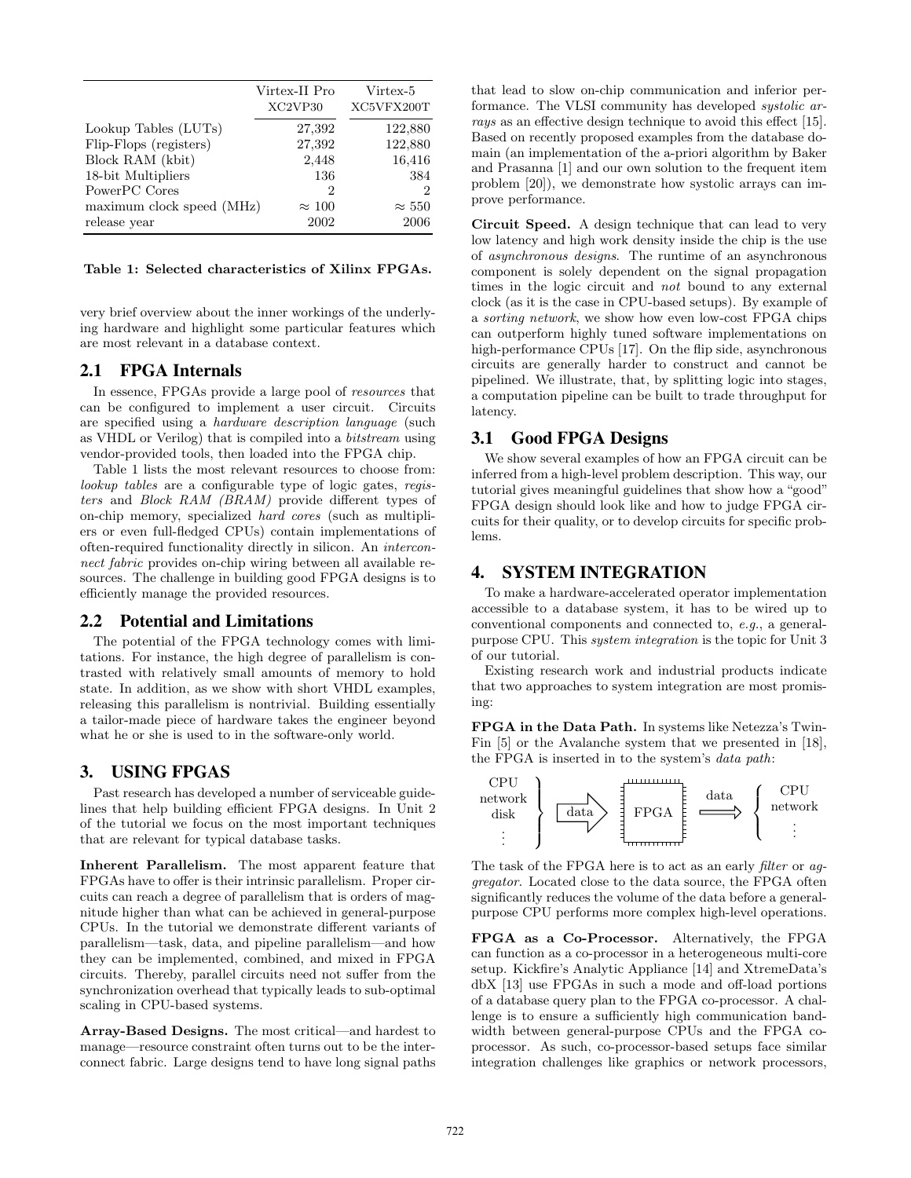| | Virtex-II Pro XC2VP30 | Virtex-5 XC5VFX200T |
|---|---|---|
| Lookup Tables (LUTs) | 27,392 | 122,880 |
| Flip-Flops (registers) | 27,392 | 122,880 |
| Block RAM (kbit) | 2,448 | 16,416 |
| 18-bit Multipliers | 136 | 384 |
| PowerPC Cores | 2 | 2 |
| maximum clock speed (MHz) | $\approx 100$ | $\approx 550$ |
| release year | 2002 | 2006 |

**Table 1: Selected characteristics of Xilinx FPGAs.**

very brief overview about the inner workings of the underlying hardware and highlight some particular features which are most relevant in a database context.

## 2.1 FPGA Internals

In essence, FPGAs provide a large pool of *resources* that can be configured to implement a user circuit. Circuits are specified using a *hardware description language* (such as VHDL or Verilog) that is compiled into a *bitstream* using vendor-provided tools, then loaded into the FPGA chip.

Table 1 lists the most relevant resources to choose from: *lookup tables* are a configurable type of logic gates, *registers* and *Block RAM (BRAM)* provide different types of on-chip memory, specialized *hard cores* (such as multipliers or even full-fledged CPUs) contain implementations of often-required functionality directly in silicon. An *interconnect fabric* provides on-chip wiring between all available resources. The challenge in building good FPGA designs is to efficiently manage the provided resources.

## 2.2 Potential and Limitations

The potential of the FPGA technology comes with limitations. For instance, the high degree of parallelism is contrasted with relatively small amounts of memory to hold state. In addition, as we show with short VHDL examples, releasing this parallelism is nontrivial. Building essentially a tailor-made piece of hardware takes the engineer beyond what he or she is used to in the software-only world.

# 3. USING FPGAS

Past research has developed a number of serviceable guidelines that help building efficient FPGA designs. In Unit 2 of the tutorial we focus on the most important techniques that are relevant for typical database tasks.

**Inherent Parallelism.** The most apparent feature that FPGAs have to offer is their intrinsic parallelism. Proper circuits can reach a degree of parallelism that is orders of magnitude higher than what can be achieved in general-purpose CPUs. In the tutorial we demonstrate different variants of parallelism—task, data, and pipeline parallelism—and how they can be implemented, combined, and mixed in FPGA circuits. Thereby, parallel circuits need not suffer from the synchronization overhead that typically leads to sub-optimal scaling in CPU-based systems.

**Array-Based Designs.** The most critical—and hardest to manage—resource constraint often turns out to be the interconnect fabric. Large designs tend to have long signal paths that lead to slow on-chip communication and inferior performance. The VLSI community has developed *systolic arrays* as an effective design technique to avoid this effect [15]. Based on recently proposed examples from the database domain (an implementation of the a-priori algorithm by Baker and Prasanna [1] and our own solution to the frequent item problem [20]), we demonstrate how systolic arrays can improve performance.

**Circuit Speed.** A design technique that can lead to very low latency and high work density inside the chip is the use of *asynchronous designs*. The runtime of an asynchronous component is solely dependent on the signal propagation times in the logic circuit and *not* bound to any external clock (as it is the case in CPU-based setups). By example of a *sorting network*, we show how even low-cost FPGA chips can outperform highly tuned software implementations on high-performance CPUs [17]. On the flip side, asynchronous circuits are generally harder to construct and cannot be pipelined. We illustrate, that, by splitting logic into stages, a computation pipeline can be built to trade throughput for latency.

## 3.1 Good FPGA Designs

We show several examples of how an FPGA circuit can be inferred from a high-level problem description. This way, our tutorial gives meaningful guidelines that show how a "good" FPGA design should look like and how to judge FPGA circuits for their quality, or to develop circuits for specific problems.

# 4. SYSTEM INTEGRATION

To make a hardware-accelerated operator implementation accessible to a database system, it has to be wired up to conventional components and connected to, *e.g.*, a general-purpose CPU. This *system integration* is the topic for Unit 3 of our tutorial.

Existing research work and industrial products indicate that two approaches to system integration are most promising:

**FPGA in the Data Path.** In systems like Netezza's TwinFin [5] or the Avalanche system that we presented in [18], the FPGA is inserted in to the system's *data path*:

```
CPU     }                               data     { CPU
network } -- data --> [ FPGA ] =============>   { network
disk    }                                        { ...
...     }
```

The task of the FPGA here is to act as an early *filter* or *aggregator*. Located close to the data source, the FPGA often significantly reduces the volume of the data before a general-purpose CPU performs more complex high-level operations.

**FPGA as a Co-Processor.** Alternatively, the FPGA can function as a co-processor in a heterogeneous multi-core setup. Kickfire's Analytic Appliance [14] and XtremeData's dbX [13] use FPGAs in such a mode and off-load portions of a database query plan to the FPGA co-processor. A challenge is to ensure a sufficiently high communication bandwidth between general-purpose CPUs and the FPGA co-processor. As such, co-processor-based setups face similar integration challenges like graphics or network processors,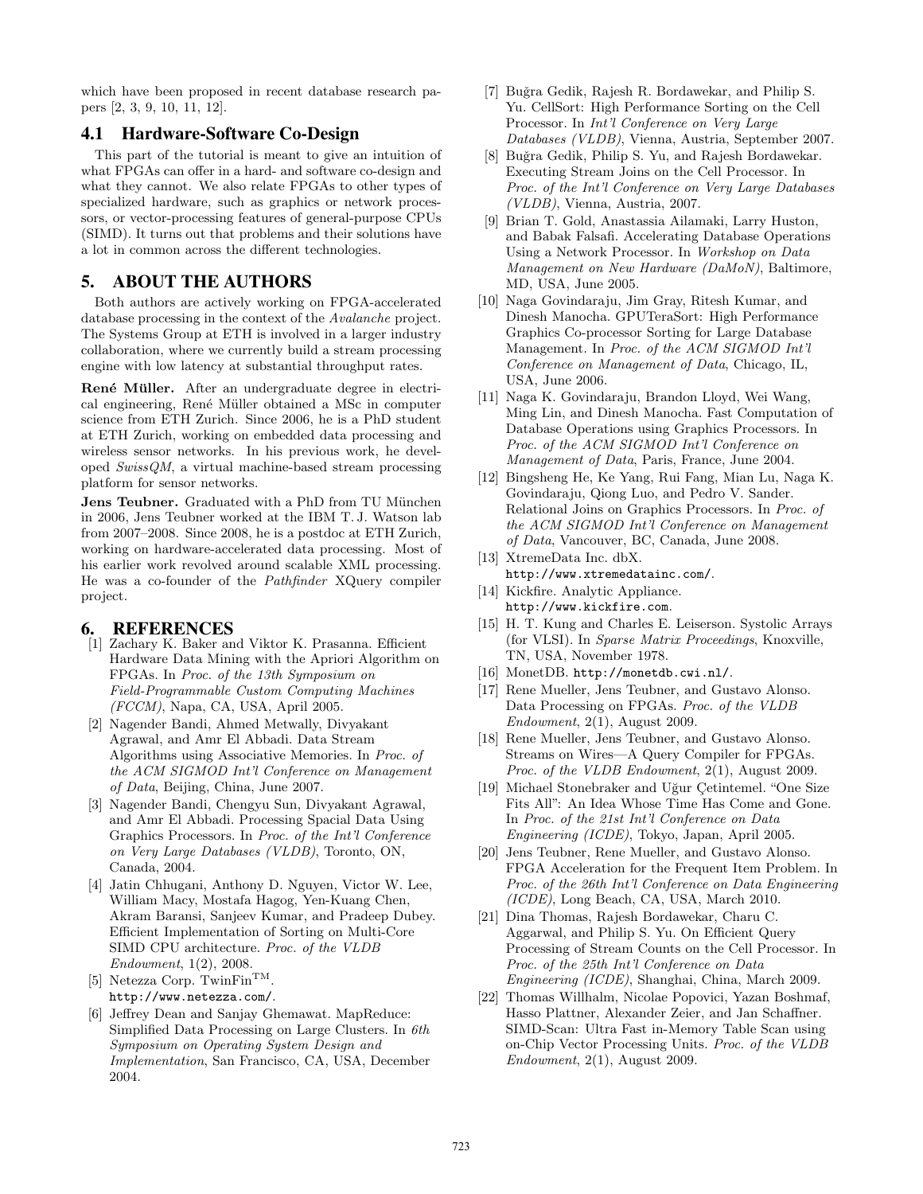which have been proposed in recent database research papers [2, 3, 9, 10, 11, 12].

## 4.1 Hardware-Software Co-Design

This part of the tutorial is meant to give an intuition of what FPGAs can offer in a hard- and software co-design and what they cannot. We also relate FPGAs to other types of specialized hardware, such as graphics or network processors, or vector-processing features of general-purpose CPUs (SIMD). It turns out that problems and their solutions have a lot in common across the different technologies.

# 5. ABOUT THE AUTHORS

Both authors are actively working on FPGA-accelerated database processing in the context of the *Avalanche* project. The Systems Group at ETH is involved in a larger industry collaboration, where we currently build a stream processing engine with low latency at substantial throughput rates.

**René Müller.** After an undergraduate degree in electrical engineering, René Müller obtained a MSc in computer science from ETH Zurich. Since 2006, he is a PhD student at ETH Zurich, working on embedded data processing and wireless sensor networks. In his previous work, he developed *SwissQM*, a virtual machine-based stream processing platform for sensor networks.

**Jens Teubner.** Graduated with a PhD from TU München in 2006, Jens Teubner worked at the IBM T. J. Watson lab from 2007–2008. Since 2008, he is a postdoc at ETH Zurich, working on hardware-accelerated data processing. Most of his earlier work revolved around scalable XML processing. He was a co-founder of the *Pathfinder* XQuery compiler project.

# 6. REFERENCES

[1] Zachary K. Baker and Viktor K. Prasanna. Efficient Hardware Data Mining with the Apriori Algorithm on FPGAs. In *Proc. of the 13th Symposium on Field-Programmable Custom Computing Machines (FCCM)*, Napa, CA, USA, April 2005.

[2] Nagender Bandi, Ahmed Metwally, Divyakant Agrawal, and Amr El Abbadi. Data Stream Algorithms using Associative Memories. In *Proc. of the ACM SIGMOD Int'l Conference on Management of Data*, Beijing, China, June 2007.

[3] Nagender Bandi, Chengyu Sun, Divyakant Agrawal, and Amr El Abbadi. Processing Spacial Data Using Graphics Processors. In *Proc. of the Int'l Conference on Very Large Databases (VLDB)*, Toronto, ON, Canada, 2004.

[4] Jatin Chhugani, Anthony D. Nguyen, Victor W. Lee, William Macy, Mostafa Hagog, Yen-Kuang Chen, Akram Baransi, Sanjeev Kumar, and Pradeep Dubey. Efficient Implementation of Sorting on Multi-Core SIMD CPU architecture. *Proc. of the VLDB Endowment*, 1(2), 2008.

[5] Netezza Corp. TwinFin™. http://www.netezza.com/.

[6] Jeffrey Dean and Sanjay Ghemawat. MapReduce: Simplified Data Processing on Large Clusters. In *6th Symposium on Operating System Design and Implementation*, San Francisco, CA, USA, December 2004.

[7] Buğra Gedik, Rajesh R. Bordawekar, and Philip S. Yu. CellSort: High Performance Sorting on the Cell Processor. In *Int'l Conference on Very Large Databases (VLDB)*, Vienna, Austria, September 2007.

[8] Buğra Gedik, Philip S. Yu, and Rajesh Bordawekar. Executing Stream Joins on the Cell Processor. In *Proc. of the Int'l Conference on Very Large Databases (VLDB)*, Vienna, Austria, 2007.

[9] Brian T. Gold, Anastassia Ailamaki, Larry Huston, and Babak Falsafi. Accelerating Database Operations Using a Network Processor. In *Workshop on Data Management on New Hardware (DaMoN)*, Baltimore, MD, USA, June 2005.

[10] Naga Govindaraju, Jim Gray, Ritesh Kumar, and Dinesh Manocha. GPUTeraSort: High Performance Graphics Co-processor Sorting for Large Database Management. In *Proc. of the ACM SIGMOD Int'l Conference on Management of Data*, Chicago, IL, USA, June 2006.

[11] Naga K. Govindaraju, Brandon Lloyd, Wei Wang, Ming Lin, and Dinesh Manocha. Fast Computation of Database Operations using Graphics Processors. In *Proc. of the ACM SIGMOD Int'l Conference on Management of Data*, Paris, France, June 2004.

[12] Bingsheng He, Ke Yang, Rui Fang, Mian Lu, Naga K. Govindaraju, Qiong Luo, and Pedro V. Sander. Relational Joins on Graphics Processors. In *Proc. of the ACM SIGMOD Int'l Conference on Management of Data*, Vancouver, BC, Canada, June 2008.

[13] XtremeData Inc. dbX. http://www.xtremedatainc.com/.

[14] Kickfire. Analytic Appliance. http://www.kickfire.com.

[15] H. T. Kung and Charles E. Leiserson. Systolic Arrays (for VLSI). In *Sparse Matrix Proceedings*, Knoxville, TN, USA, November 1978.

[16] MonetDB. http://monetdb.cwi.nl/.

[17] Rene Mueller, Jens Teubner, and Gustavo Alonso. Data Processing on FPGAs. *Proc. of the VLDB Endowment*, 2(1), August 2009.

[18] Rene Mueller, Jens Teubner, and Gustavo Alonso. Streams on Wires—A Query Compiler for FPGAs. *Proc. of the VLDB Endowment*, 2(1), August 2009.

[19] Michael Stonebraker and Uğur Çetintemel. "One Size Fits All": An Idea Whose Time Has Come and Gone. In *Proc. of the 21st Int'l Conference on Data Engineering (ICDE)*, Tokyo, Japan, April 2005.

[20] Jens Teubner, Rene Mueller, and Gustavo Alonso. FPGA Acceleration for the Frequent Item Problem. In *Proc. of the 26th Int'l Conference on Data Engineering (ICDE)*, Long Beach, CA, USA, March 2010.

[21] Dina Thomas, Rajesh Bordawekar, Charu C. Aggarwal, and Philip S. Yu. On Efficient Query Processing of Stream Counts on the Cell Processor. In *Proc. of the 25th Int'l Conference on Data Engineering (ICDE)*, Shanghai, China, March 2009.

[22] Thomas Willhalm, Nicolae Popovici, Yazan Boshmaf, Hasso Plattner, Alexander Zeier, and Jan Schaffner. SIMD-Scan: Ultra Fast in-Memory Table Scan using on-Chip Vector Processing Units. *Proc. of the VLDB Endowment*, 2(1), August 2009.